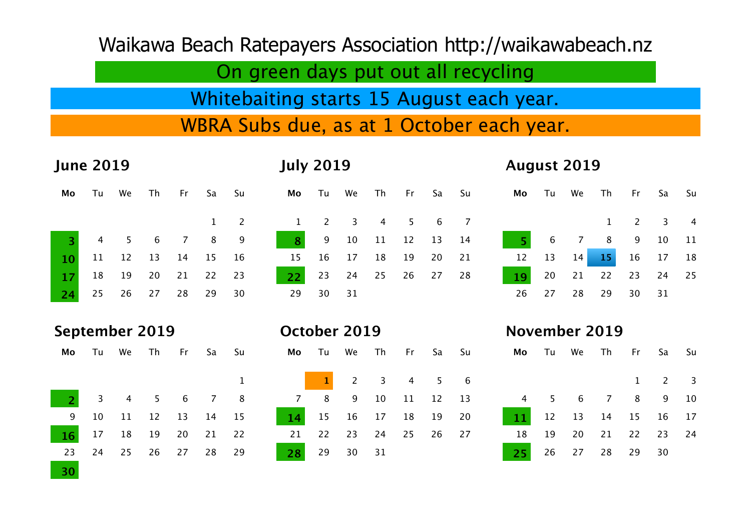# Waikawa Beach Ratepayers Association http://waikawabeach.nz

**On green days put out all recycling**

**Whitebaiting starts 15 August each year.**

**WBRA Subs due, as at 1 October each year.**

## June 2019

| Mo | Tu | We | Th | Fr | Sa | Su |
|---|---|---|---|---|---|---|
| | | | | | 1 | 2 |
| **3** | 4 | 5 | 6 | 7 | 8 | 9 |
| **10** | 11 | 12 | 13 | 14 | 15 | 16 |
| **17** | 18 | 19 | 20 | 21 | 22 | 23 |
| **24** | 25 | 26 | 27 | 28 | 29 | 30 |

## July 2019

| Mo | Tu | We | Th | Fr | Sa | Su |
|---|---|---|---|---|---|---|
| 1 | 2 | 3 | 4 | 5 | 6 | 7 |
| **8** | 9 | 10 | 11 | 12 | 13 | 14 |
| 15 | 16 | 17 | 18 | 19 | 20 | 21 |
| **22** | 23 | 24 | 25 | 26 | 27 | 28 |
| 29 | 30 | 31 | | | | |

## August 2019

| Mo | Tu | We | Th | Fr | Sa | Su |
|---|---|---|---|---|---|---|
| | | | 1 | 2 | 3 | 4 |
| **5** | 6 | 7 | 8 | 9 | 10 | 11 |
| 12 | 13 | 14 | **15** | 16 | 17 | 18 |
| **19** | 20 | 21 | 22 | 23 | 24 | 25 |
| 26 | 27 | 28 | 29 | 30 | 31 | |

## September 2019

| Mo | Tu | We | Th | Fr | Sa | Su |
|---|---|---|---|---|---|---|
| | | | | | | 1 |
| **2** | 3 | 4 | 5 | 6 | 7 | 8 |
| 9 | 10 | 11 | 12 | 13 | 14 | 15 |
| **16** | 17 | 18 | 19 | 20 | 21 | 22 |
| 23 | 24 | 25 | 26 | 27 | 28 | 29 |
| **30** | | | | | | |

## October 2019

| Mo | Tu | We | Th | Fr | Sa | Su |
|---|---|---|---|---|---|---|
| | **1** | 2 | 3 | 4 | 5 | 6 |
| 7 | 8 | 9 | 10 | 11 | 12 | 13 |
| **14** | 15 | 16 | 17 | 18 | 19 | 20 |
| 21 | 22 | 23 | 24 | 25 | 26 | 27 |
| **28** | 29 | 30 | 31 | | | |

## November 2019

| Mo | Tu | We | Th | Fr | Sa | Su |
|---|---|---|---|---|---|---|
| | | | | 1 | 2 | 3 |
| 4 | 5 | 6 | 7 | 8 | 9 | 10 |
| **11** | 12 | 13 | 14 | 15 | 16 | 17 |
| 18 | 19 | 20 | 21 | 22 | 23 | 24 |
| **25** | 26 | 27 | 28 | 29 | 30 | |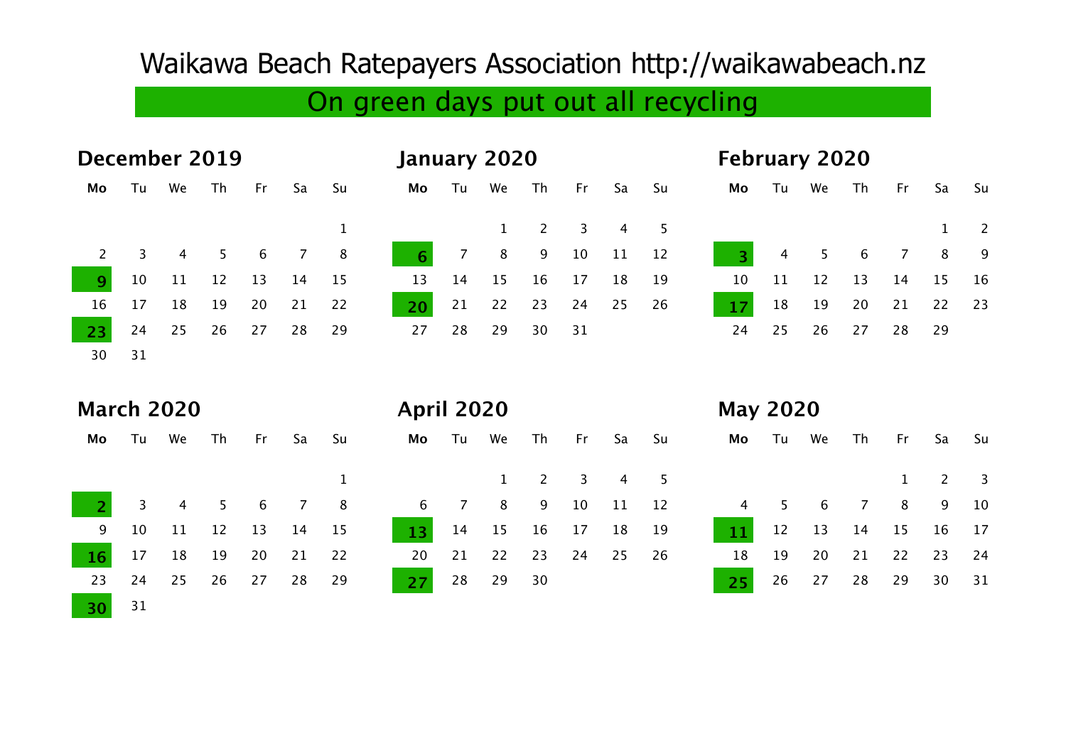# Waikawa Beach Ratepayers Association http://waikawabeach.nz

**On green days put out all recycling**

### December 2019

| Mo | Tu | We | Th | Fr | Sa | Su |
|---|---|---|---|---|---|---|
| | | | | | | 1 |
| 2 | 3 | 4 | 5 | 6 | 7 | 8 |
| **9** | 10 | 11 | 12 | 13 | 14 | 15 |
| 16 | 17 | 18 | 19 | 20 | 21 | 22 |
| **23** | 24 | 25 | 26 | 27 | 28 | 29 |
| 30 | 31 | | | | | |

### January 2020

| Mo | Tu | We | Th | Fr | Sa | Su |
|---|---|---|---|---|---|---|
| | | 1 | 2 | 3 | 4 | 5 |
| **6** | 7 | 8 | 9 | 10 | 11 | 12 |
| 13 | 14 | 15 | 16 | 17 | 18 | 19 |
| **20** | 21 | 22 | 23 | 24 | 25 | 26 |
| 27 | 28 | 29 | 30 | 31 | | |

### February 2020

| Mo | Tu | We | Th | Fr | Sa | Su |
|---|---|---|---|---|---|---|
| | | | | | 1 | 2 |
| **3** | 4 | 5 | 6 | 7 | 8 | 9 |
| 10 | 11 | 12 | 13 | 14 | 15 | 16 |
| **17** | 18 | 19 | 20 | 21 | 22 | 23 |
| 24 | 25 | 26 | 27 | 28 | 29 | |

### March 2020

| Mo | Tu | We | Th | Fr | Sa | Su |
|---|---|---|---|---|---|---|
| | | | | | | 1 |
| **2** | 3 | 4 | 5 | 6 | 7 | 8 |
| 9 | 10 | 11 | 12 | 13 | 14 | 15 |
| **16** | 17 | 18 | 19 | 20 | 21 | 22 |
| 23 | 24 | 25 | 26 | 27 | 28 | 29 |
| **30** | 31 | | | | | |

### April 2020

| Mo | Tu | We | Th | Fr | Sa | Su |
|---|---|---|---|---|---|---|
| | | 1 | 2 | 3 | 4 | 5 |
| 6 | 7 | 8 | 9 | 10 | 11 | 12 |
| **13** | 14 | 15 | 16 | 17 | 18 | 19 |
| 20 | 21 | 22 | 23 | 24 | 25 | 26 |
| **27** | 28 | 29 | 30 | | | |

### May 2020

| Mo | Tu | We | Th | Fr | Sa | Su |
|---|---|---|---|---|---|---|
| | | | | 1 | 2 | 3 |
| 4 | 5 | 6 | 7 | 8 | 9 | 10 |
| **11** | 12 | 13 | 14 | 15 | 16 | 17 |
| 18 | 19 | 20 | 21 | 22 | 23 | 24 |
| **25** | 26 | 27 | 28 | 29 | 30 | 31 |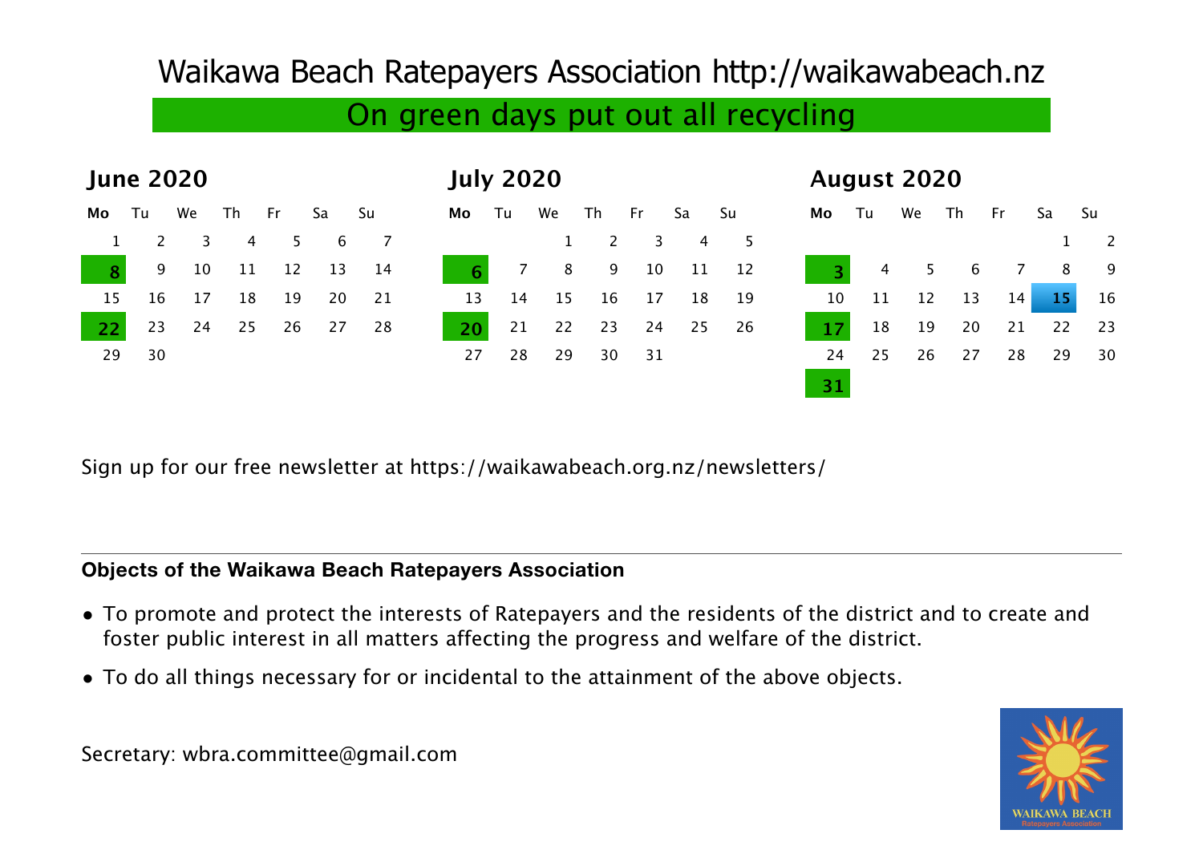# Waikawa Beach Ratepayers Association http://waikawabeach.nz

## On green days put out all recycling

### June 2020

| **Mo** | Tu | We | Th | Fr | Sa | Su |
|---|---|---|---|---|---|---|
| 1 | 2 | 3 | 4 | 5 | 6 | 7 |
| **8** | 9 | 10 | 11 | 12 | 13 | 14 |
| 15 | 16 | 17 | 18 | 19 | 20 | 21 |
| **22** | 23 | 24 | 25 | 26 | 27 | 28 |
| 29 | 30 | | | | | |

### July 2020

| **Mo** | Tu | We | Th | Fr | Sa | Su |
|---|---|---|---|---|---|---|
| | | 1 | 2 | 3 | 4 | 5 |
| **6** | 7 | 8 | 9 | 10 | 11 | 12 |
| 13 | 14 | 15 | 16 | 17 | 18 | 19 |
| **20** | 21 | 22 | 23 | 24 | 25 | 26 |
| 27 | 28 | 29 | 30 | 31 | | |

### August 2020

| **Mo** | Tu | We | Th | Fr | Sa | Su |
|---|---|---|---|---|---|---|
| | | | | | 1 | 2 |
| **3** | 4 | 5 | 6 | 7 | 8 | 9 |
| 10 | 11 | 12 | 13 | 14 | **15** | 16 |
| **17** | 18 | 19 | 20 | 21 | 22 | 23 |
| 24 | 25 | 26 | 27 | 28 | 29 | 30 |
| **31** | | | | | | |

Sign up for our free newsletter at https://waikawabeach.org.nz/newsletters/

---

**Objects of the Waikawa Beach Ratepayers Association**

- To promote and protect the interests of Ratepayers and the residents of the district and to create and foster public interest in all matters affecting the progress and welfare of the district.
- To do all things necessary for or incidental to the attainment of the above objects.

Secretary: wbra.committee@gmail.com

WAIKAWA BEACH
Ratepayers Association